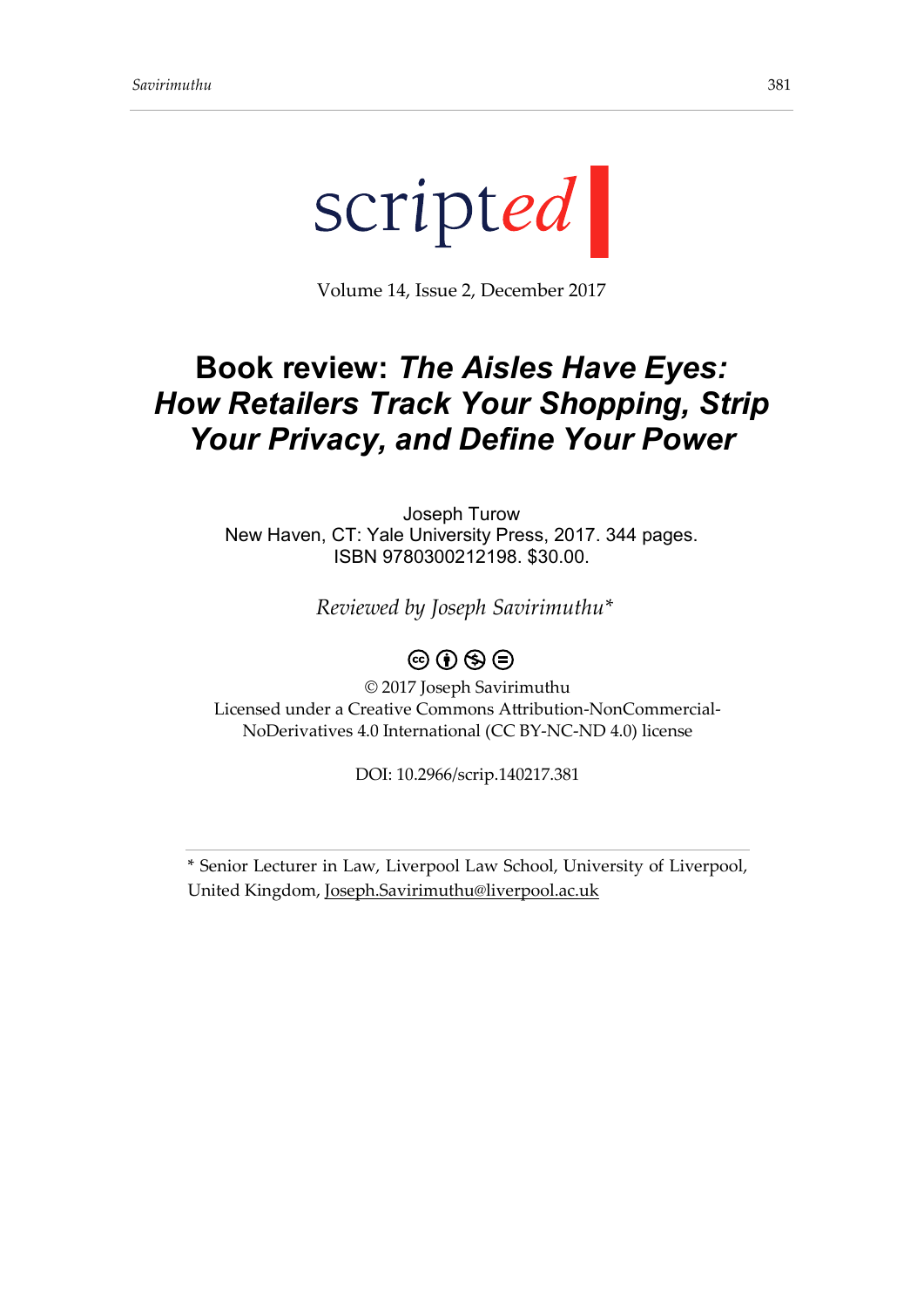scripted

Volume 14, Issue 2, December 2017

# Book review: *The Aisles Have Eyes: How Retailers Track Your Shopping, Strip Your Privacy, and Define Your Power*

Joseph Turow
New Haven, CT: Yale University Press, 2017. 344 pages.
ISBN 9780300212198. $30.00.

*Reviewed by Joseph Savirimuthu\**

© 2017 Joseph Savirimuthu
Licensed under a Creative Commons Attribution-NonCommercial-NoDerivatives 4.0 International (CC BY-NC-ND 4.0) license

DOI: 10.2966/scrip.140217.381

\* Senior Lecturer in Law, Liverpool Law School, University of Liverpool, United Kingdom, Joseph.Savirimuthu@liverpool.ac.uk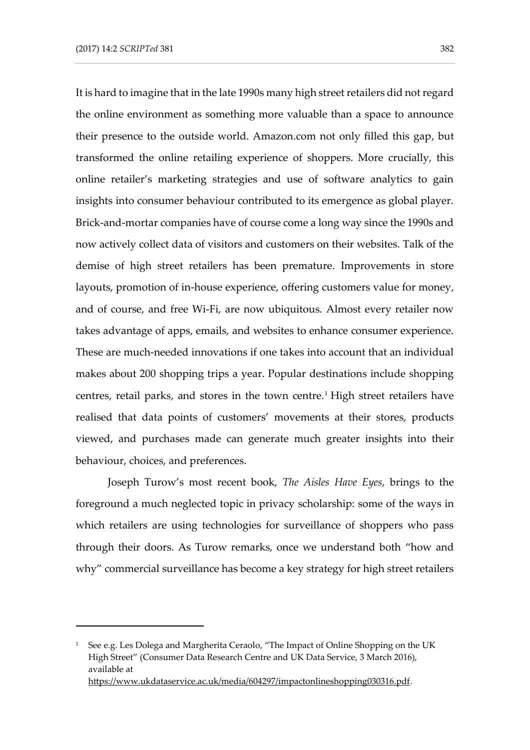It is hard to imagine that in the late 1990s many high street retailers did not regard the online environment as something more valuable than a space to announce their presence to the outside world. Amazon.com not only filled this gap, but transformed the online retailing experience of shoppers. More crucially, this online retailer's marketing strategies and use of software analytics to gain insights into consumer behaviour contributed to its emergence as global player. Brick-and-mortar companies have of course come a long way since the 1990s and now actively collect data of visitors and customers on their websites. Talk of the demise of high street retailers has been premature. Improvements in store layouts, promotion of in-house experience, offering customers value for money, and of course, and free Wi-Fi, are now ubiquitous. Almost every retailer now takes advantage of apps, emails, and websites to enhance consumer experience. These are much-needed innovations if one takes into account that an individual makes about 200 shopping trips a year. Popular destinations include shopping centres, retail parks, and stores in the town centre.[1] High street retailers have realised that data points of customers' movements at their stores, products viewed, and purchases made can generate much greater insights into their behaviour, choices, and preferences.

Joseph Turow's most recent book, *The Aisles Have Eyes*, brings to the foreground a much neglected topic in privacy scholarship: some of the ways in which retailers are using technologies for surveillance of shoppers who pass through their doors. As Turow remarks, once we understand both "how and why" commercial surveillance has become a key strategy for high street retailers

---

[1] See e.g. Les Dolega and Margherita Ceraolo, "The Impact of Online Shopping on the UK High Street" (Consumer Data Research Centre and UK Data Service, 3 March 2016), available at https://www.ukdataservice.ac.uk/media/604297/impactonlineshopping030316.pdf.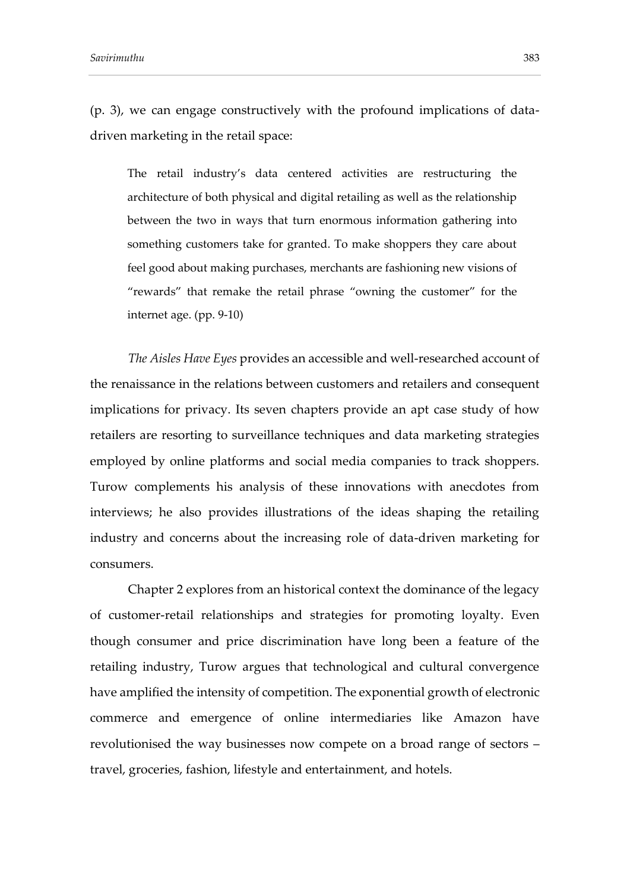(p. 3), we can engage constructively with the profound implications of data-driven marketing in the retail space:

> The retail industry's data centered activities are restructuring the architecture of both physical and digital retailing as well as the relationship between the two in ways that turn enormous information gathering into something customers take for granted. To make shoppers they care about feel good about making purchases, merchants are fashioning new visions of "rewards" that remake the retail phrase "owning the customer" for the internet age. (pp. 9-10)

*The Aisles Have Eyes* provides an accessible and well-researched account of the renaissance in the relations between customers and retailers and consequent implications for privacy. Its seven chapters provide an apt case study of how retailers are resorting to surveillance techniques and data marketing strategies employed by online platforms and social media companies to track shoppers. Turow complements his analysis of these innovations with anecdotes from interviews; he also provides illustrations of the ideas shaping the retailing industry and concerns about the increasing role of data-driven marketing for consumers.

Chapter 2 explores from an historical context the dominance of the legacy of customer-retail relationships and strategies for promoting loyalty. Even though consumer and price discrimination have long been a feature of the retailing industry, Turow argues that technological and cultural convergence have amplified the intensity of competition. The exponential growth of electronic commerce and emergence of online intermediaries like Amazon have revolutionised the way businesses now compete on a broad range of sectors – travel, groceries, fashion, lifestyle and entertainment, and hotels.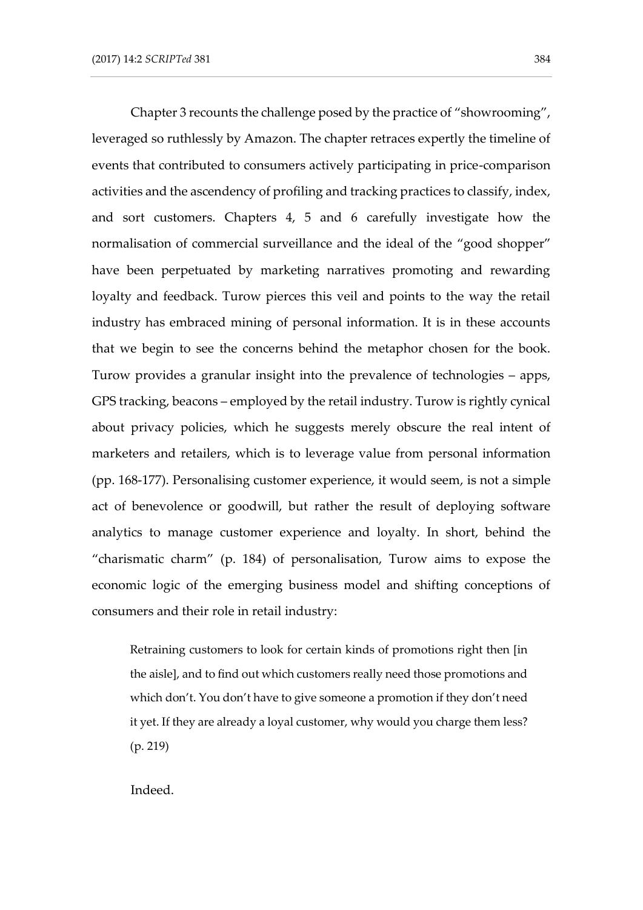Chapter 3 recounts the challenge posed by the practice of "showrooming", leveraged so ruthlessly by Amazon. The chapter retraces expertly the timeline of events that contributed to consumers actively participating in price-comparison activities and the ascendency of profiling and tracking practices to classify, index, and sort customers. Chapters 4, 5 and 6 carefully investigate how the normalisation of commercial surveillance and the ideal of the "good shopper" have been perpetuated by marketing narratives promoting and rewarding loyalty and feedback. Turow pierces this veil and points to the way the retail industry has embraced mining of personal information. It is in these accounts that we begin to see the concerns behind the metaphor chosen for the book. Turow provides a granular insight into the prevalence of technologies – apps, GPS tracking, beacons – employed by the retail industry. Turow is rightly cynical about privacy policies, which he suggests merely obscure the real intent of marketers and retailers, which is to leverage value from personal information (pp. 168-177). Personalising customer experience, it would seem, is not a simple act of benevolence or goodwill, but rather the result of deploying software analytics to manage customer experience and loyalty. In short, behind the "charismatic charm" (p. 184) of personalisation, Turow aims to expose the economic logic of the emerging business model and shifting conceptions of consumers and their role in retail industry:

> Retraining customers to look for certain kinds of promotions right then [in the aisle], and to find out which customers really need those promotions and which don't. You don't have to give someone a promotion if they don't need it yet. If they are already a loyal customer, why would you charge them less? (p. 219)

Indeed.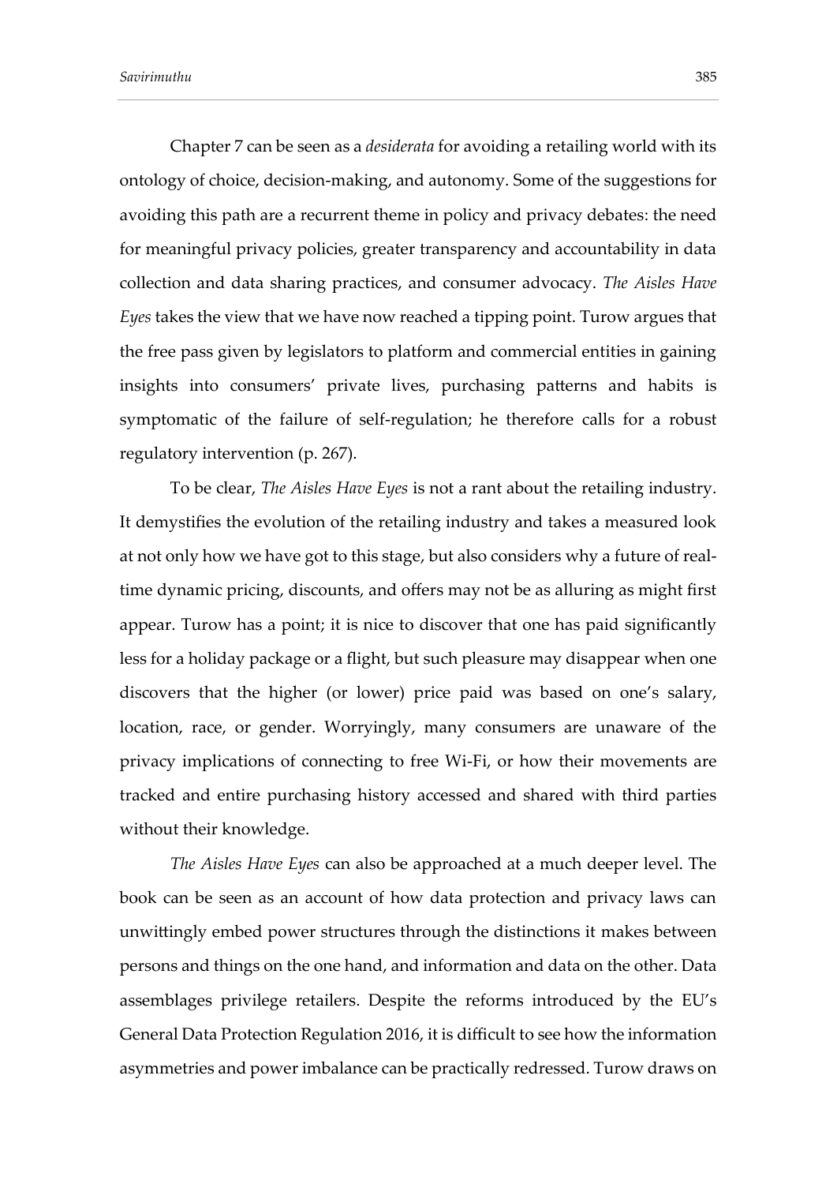Chapter 7 can be seen as a *desiderata* for avoiding a retailing world with its ontology of choice, decision-making, and autonomy. Some of the suggestions for avoiding this path are a recurrent theme in policy and privacy debates: the need for meaningful privacy policies, greater transparency and accountability in data collection and data sharing practices, and consumer advocacy. *The Aisles Have Eyes* takes the view that we have now reached a tipping point. Turow argues that the free pass given by legislators to platform and commercial entities in gaining insights into consumers' private lives, purchasing patterns and habits is symptomatic of the failure of self-regulation; he therefore calls for a robust regulatory intervention (p. 267).

To be clear, *The Aisles Have Eyes* is not a rant about the retailing industry. It demystifies the evolution of the retailing industry and takes a measured look at not only how we have got to this stage, but also considers why a future of real-time dynamic pricing, discounts, and offers may not be as alluring as might first appear. Turow has a point; it is nice to discover that one has paid significantly less for a holiday package or a flight, but such pleasure may disappear when one discovers that the higher (or lower) price paid was based on one's salary, location, race, or gender. Worryingly, many consumers are unaware of the privacy implications of connecting to free Wi-Fi, or how their movements are tracked and entire purchasing history accessed and shared with third parties without their knowledge.

*The Aisles Have Eyes* can also be approached at a much deeper level. The book can be seen as an account of how data protection and privacy laws can unwittingly embed power structures through the distinctions it makes between persons and things on the one hand, and information and data on the other. Data assemblages privilege retailers. Despite the reforms introduced by the EU's General Data Protection Regulation 2016, it is difficult to see how the information asymmetries and power imbalance can be practically redressed. Turow draws on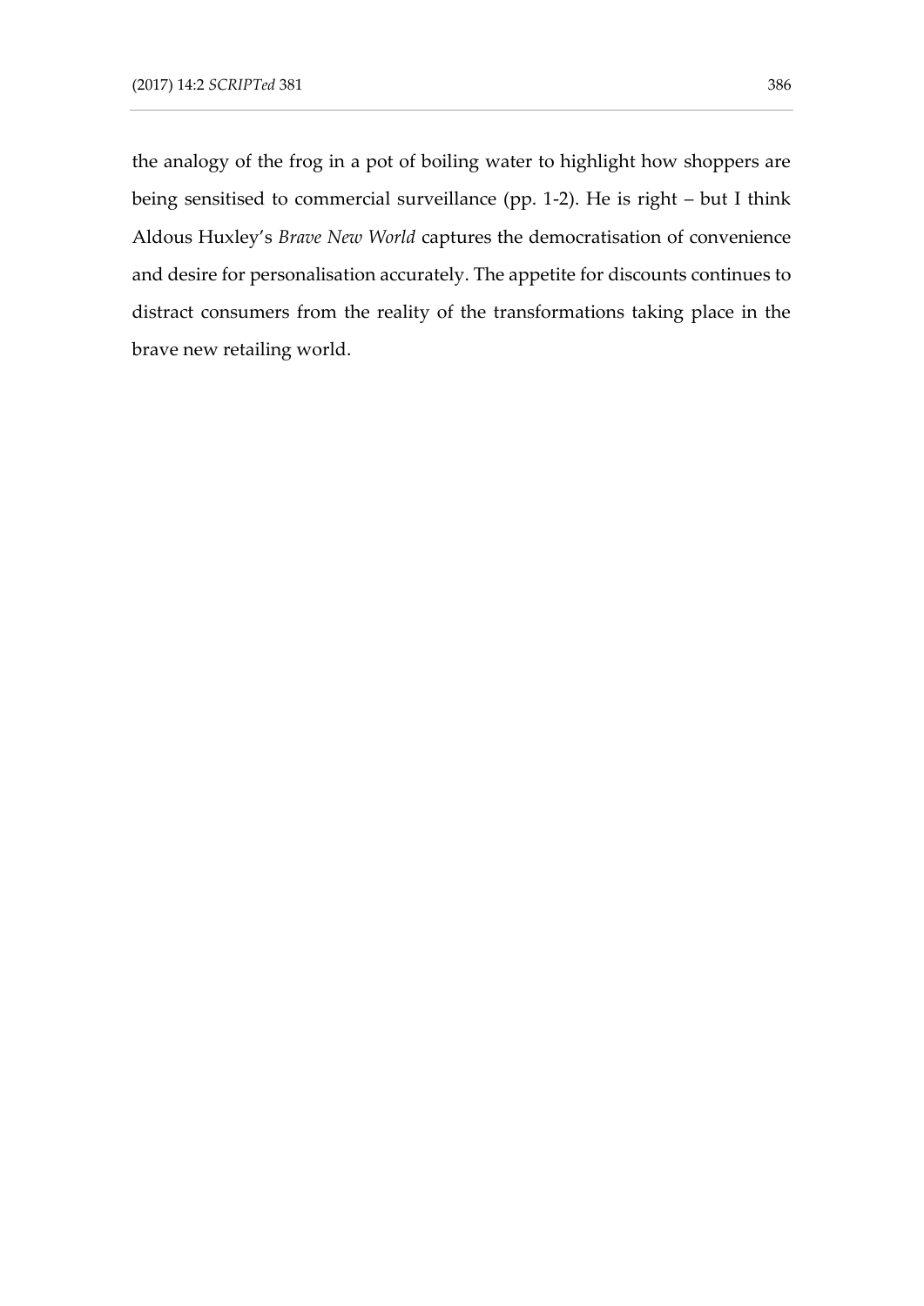the analogy of the frog in a pot of boiling water to highlight how shoppers are being sensitised to commercial surveillance (pp. 1-2). He is right – but I think Aldous Huxley's *Brave New World* captures the democratisation of convenience and desire for personalisation accurately. The appetite for discounts continues to distract consumers from the reality of the transformations taking place in the brave new retailing world.